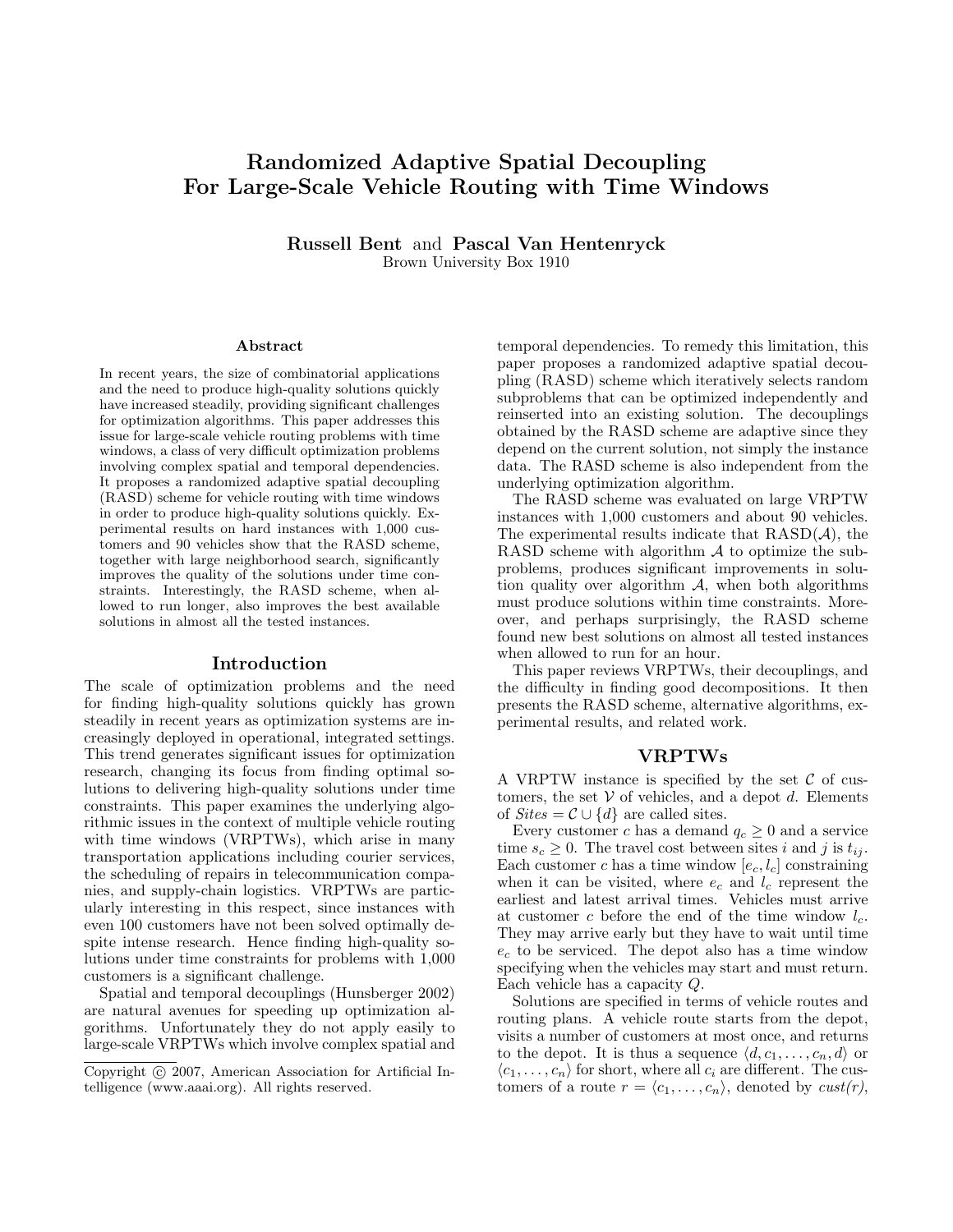# Randomized Adaptive Spatial Decoupling For Large-Scale Vehicle Routing with Time Windows

**Russell Bent** and **Pascal Van Hentenryck**
Brown University Box 1910

### Abstract

In recent years, the size of combinatorial applications and the need to produce high-quality solutions quickly have increased steadily, providing significant challenges for optimization algorithms. This paper addresses this issue for large-scale vehicle routing problems with time windows, a class of very difficult optimization problems involving complex spatial and temporal dependencies. It proposes a randomized adaptive spatial decoupling (RASD) scheme for vehicle routing with time windows in order to produce high-quality solutions quickly. Experimental results on hard instances with 1,000 customers and 90 vehicles show that the RASD scheme, together with large neighborhood search, significantly improves the quality of the solutions under time constraints. Interestingly, the RASD scheme, when allowed to run longer, also improves the best available solutions in almost all the tested instances.

## Introduction

The scale of optimization problems and the need for finding high-quality solutions quickly has grown steadily in recent years as optimization systems are increasingly deployed in operational, integrated settings. This trend generates significant issues for optimization research, changing its focus from finding optimal solutions to delivering high-quality solutions under time constraints. This paper examines the underlying algorithmic issues in the context of multiple vehicle routing with time windows (VRPTWs), which arise in many transportation applications including courier services, the scheduling of repairs in telecommunication companies, and supply-chain logistics. VRPTWs are particularly interesting in this respect, since instances with even 100 customers have not been solved optimally despite intense research. Hence finding high-quality solutions under time constraints for problems with 1,000 customers is a significant challenge.

Spatial and temporal decouplings (Hunsberger 2002) are natural avenues for speeding up optimization algorithms. Unfortunately they do not apply easily to large-scale VRPTWs which involve complex spatial and temporal dependencies. To remedy this limitation, this paper proposes a randomized adaptive spatial decoupling (RASD) scheme which iteratively selects random subproblems that can be optimized independently and reinserted into an existing solution. The decouplings obtained by the RASD scheme are adaptive since they depend on the current solution, not simply the instance data. The RASD scheme is also independent from the underlying optimization algorithm.

The RASD scheme was evaluated on large VRPTW instances with 1,000 customers and about 90 vehicles. The experimental results indicate that RASD($\mathcal{A}$), the RASD scheme with algorithm $\mathcal{A}$ to optimize the subproblems, produces significant improvements in solution quality over algorithm $\mathcal{A}$, when both algorithms must produce solutions within time constraints. Moreover, and perhaps surprisingly, the RASD scheme found new best solutions on almost all tested instances when allowed to run for an hour.

This paper reviews VRPTWs, their decouplings, and the difficulty in finding good decompositions. It then presents the RASD scheme, alternative algorithms, experimental results, and related work.

## VRPTWs

A VRPTW instance is specified by the set $\mathcal{C}$ of customers, the set $\mathcal{V}$ of vehicles, and a depot $d$. Elements of $Sites = \mathcal{C} \cup \{d\}$ are called sites.

Every customer $c$ has a demand $q_c \geq 0$ and a service time $s_c \geq 0$. The travel cost between sites $i$ and $j$ is $t_{ij}$. Each customer $c$ has a time window $[e_c, l_c]$ constraining when it can be visited, where $e_c$ and $l_c$ represent the earliest and latest arrival times. Vehicles must arrive at customer $c$ before the end of the time window $l_c$. They may arrive early but they have to wait until time $e_c$ to be serviced. The depot also has a time window specifying when the vehicles may start and must return. Each vehicle has a capacity $Q$.

Solutions are specified in terms of vehicle routes and routing plans. A vehicle route starts from the depot, visits a number of customers at most once, and returns to the depot. It is thus a sequence $\langle d, c_1, \ldots, c_n, d\rangle$ or $\langle c_1, \ldots, c_n\rangle$ for short, where all $c_i$ are different. The customers of a route $r = \langle c_1, \ldots, c_n\rangle$, denoted by *cust(r)*,

Copyright © 2007, American Association for Artificial Intelligence (www.aaai.org). All rights reserved.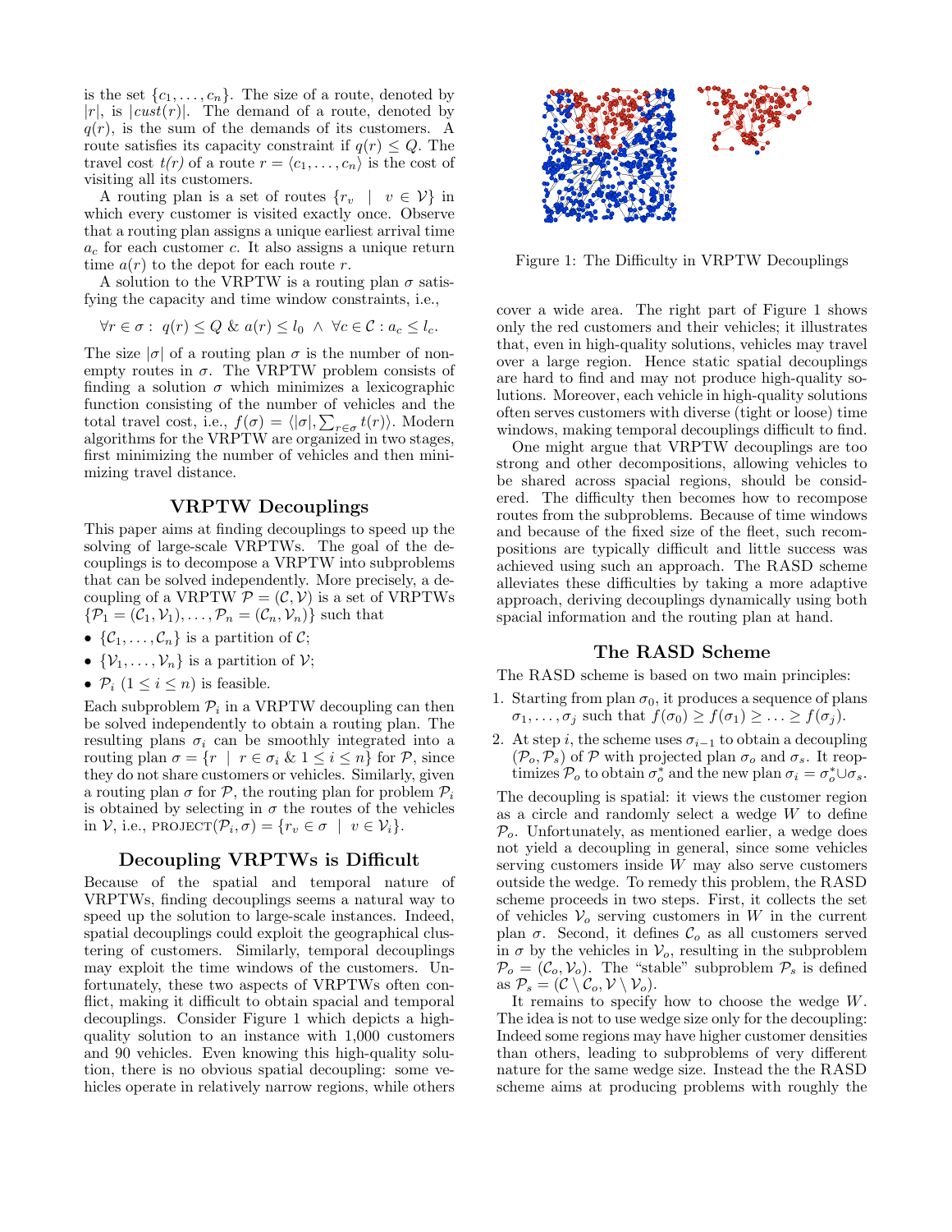is the set $\{c_1, \ldots, c_n\}$. The size of a route, denoted by $|r|$, is $|cust(r)|$. The demand of a route, denoted by $q(r)$, is the sum of the demands of its customers. A route satisfies its capacity constraint if $q(r) \le Q$. The travel cost $t(r)$ of a route $r = \langle c_1, \ldots, c_n \rangle$ is the cost of visiting all its customers.

A routing plan is a set of routes $\{r_v \mid v \in \mathcal{V}\}$ in which every customer is visited exactly once. Observe that a routing plan assigns a unique earliest arrival time $a_c$ for each customer $c$. It also assigns a unique return time $a(r)$ to the depot for each route $r$.

A solution to the VRPTW is a routing plan $\sigma$ satisfying the capacity and time window constraints, i.e.,

$$\forall r \in \sigma : \; q(r) \le Q \;\&\; a(r) \le l_0 \;\wedge\; \forall c \in \mathcal{C} : a_c \le l_c.$$

The size $|\sigma|$ of a routing plan $\sigma$ is the number of non-empty routes in $\sigma$. The VRPTW problem consists of finding a solution $\sigma$ which minimizes a lexicographic function consisting of the number of vehicles and the total travel cost, i.e., $f(\sigma) = \langle |\sigma|, \sum_{r \in \sigma} t(r) \rangle$. Modern algorithms for the VRPTW are organized in two stages, first minimizing the number of vehicles and then minimizing travel distance.

## VRPTW Decouplings

This paper aims at finding decouplings to speed up the solving of large-scale VRPTWs. The goal of the decouplings is to decompose a VRPTW into subproblems that can be solved independently. More precisely, a decoupling of a VRPTW $\mathcal{P} = (\mathcal{C}, \mathcal{V})$ is a set of VRPTWs $\{\mathcal{P}_1 = (\mathcal{C}_1, \mathcal{V}_1), \ldots, \mathcal{P}_n = (\mathcal{C}_n, \mathcal{V}_n)\}$ such that

- $\{\mathcal{C}_1, \ldots, \mathcal{C}_n\}$ is a partition of $\mathcal{C}$;
- $\{\mathcal{V}_1, \ldots, \mathcal{V}_n\}$ is a partition of $\mathcal{V}$;
- $\mathcal{P}_i$ $(1 \le i \le n)$ is feasible.

Each subproblem $\mathcal{P}_i$ in a VRPTW decoupling can then be solved independently to obtain a routing plan. The resulting plans $\sigma_i$ can be smoothly integrated into a routing plan $\sigma = \{r \mid r \in \sigma_i \;\&\; 1 \le i \le n\}$ for $\mathcal{P}$, since they do not share customers or vehicles. Similarly, given a routing plan $\sigma$ for $\mathcal{P}$, the routing plan for problem $\mathcal{P}_i$ is obtained by selecting in $\sigma$ the routes of the vehicles in $\mathcal{V}$, i.e., $\text{PROJECT}(\mathcal{P}_i, \sigma) = \{r_v \in \sigma \mid v \in \mathcal{V}_i\}$.

## Decoupling VRPTWs is Difficult

Because of the spatial and temporal nature of VRPTWs, finding decouplings seems a natural way to speed up the solution to large-scale instances. Indeed, spatial decouplings could exploit the geographical clustering of customers. Similarly, temporal decouplings may exploit the time windows of the customers. Unfortunately, these two aspects of VRPTWs often conflict, making it difficult to obtain spacial and temporal decouplings. Consider Figure 1 which depicts a high-quality solution to an instance with 1,000 customers and 90 vehicles. Even knowing this high-quality solution, there is no obvious spatial decoupling: some vehicles operate in relatively narrow regions, while others cover a wide area. The right part of Figure 1 shows only the red customers and their vehicles; it illustrates that, even in high-quality solutions, vehicles may travel over a large region. Hence static spatial decouplings are hard to find and may not produce high-quality solutions. Moreover, each vehicle in high-quality solutions often serves customers with diverse (tight or loose) time windows, making temporal decouplings difficult to find.

Figure 1: The Difficulty in VRPTW Decouplings

One might argue that VRPTW decouplings are too strong and other decompositions, allowing vehicles to be shared across spacial regions, should be considered. The difficulty then becomes how to recompose routes from the subproblems. Because of time windows and because of the fixed size of the fleet, such recompositions are typically difficult and little success was achieved using such an approach. The RASD scheme alleviates these difficulties by taking a more adaptive approach, deriving decouplings dynamically using both spatial information and the routing plan at hand.

## The RASD Scheme

The RASD scheme is based on two main principles:

1. Starting from plan $\sigma_0$, it produces a sequence of plans $\sigma_1, \ldots, \sigma_j$ such that $f(\sigma_0) \ge f(\sigma_1) \ge \ldots \ge f(\sigma_j)$.
2. At step $i$, the scheme uses $\sigma_{i-1}$ to obtain a decoupling $(\mathcal{P}_o, \mathcal{P}_s)$ of $\mathcal{P}$ with projected plan $\sigma_o$ and $\sigma_s$. It reoptimizes $\mathcal{P}_o$ to obtain $\sigma_o^*$ and the new plan $\sigma_i = \sigma_o^* \cup \sigma_s$.

The decoupling is spatial: it views the customer region as a circle and randomly select a wedge $W$ to define $\mathcal{P}_o$. Unfortunately, as mentioned earlier, a wedge does not yield a decoupling in general, since some vehicles serving customers inside $W$ may also serve customers outside the wedge. To remedy this problem, the RASD scheme proceeds in two steps. First, it collects the set of vehicles $\mathcal{V}_o$ serving customers in $W$ in the current plan $\sigma$. Second, it defines $\mathcal{C}_o$ as all customers served in $\sigma$ by the vehicles in $\mathcal{V}_o$, resulting in the subproblem $\mathcal{P}_o = (\mathcal{C}_o, \mathcal{V}_o)$. The "stable" subproblem $\mathcal{P}_s$ is defined as $\mathcal{P}_s = (\mathcal{C} \setminus \mathcal{C}_o, \mathcal{V} \setminus \mathcal{V}_o)$.

It remains to specify how to choose the wedge $W$. The idea is not to use wedge size only for the decoupling: Indeed some regions may have higher customer densities than others, leading to subproblems of very different nature for the same wedge size. Instead the the RASD scheme aims at producing problems with roughly the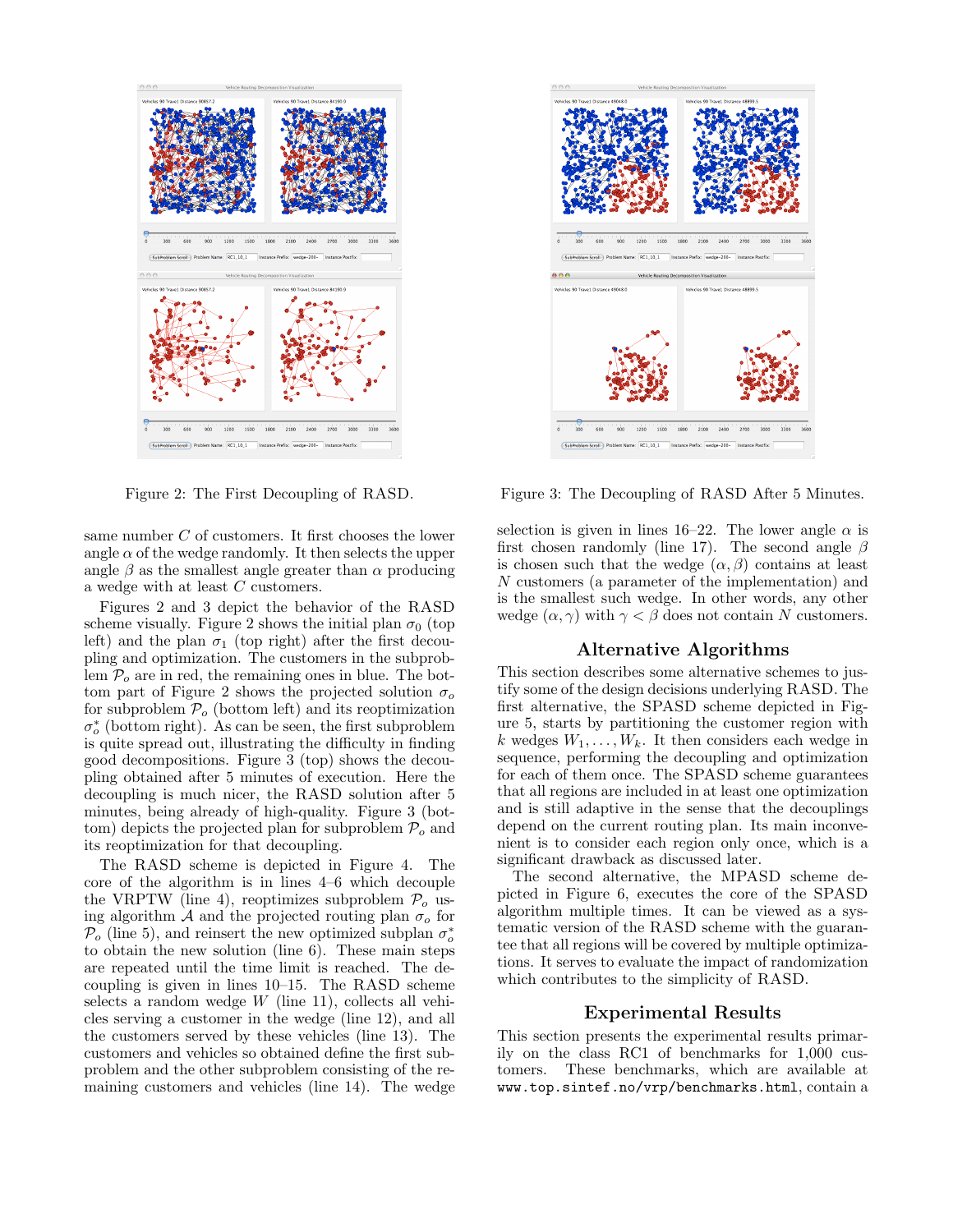Figure 2: The First Decoupling of RASD.

Figure 3: The Decoupling of RASD After 5 Minutes.

same number $C$ of customers. It first chooses the lower angle $\alpha$ of the wedge randomly. It then selects the upper angle $\beta$ as the smallest angle greater than $\alpha$ producing a wedge with at least $C$ customers.

Figures 2 and 3 depict the behavior of the RASD scheme visually. Figure 2 shows the initial plan $\sigma_0$ (top left) and the plan $\sigma_1$ (top right) after the first decoupling and optimization. The customers in the subproblem $\mathcal{P}_o$ are in red, the remaining ones in blue. The bottom part of Figure 2 shows the projected solution $\sigma_o$ for subproblem $\mathcal{P}_o$ (bottom left) and its reoptimization $\sigma_o^*$ (bottom right). As can be seen, the first subproblem is quite spread out, illustrating the difficulty in finding good decompositions. Figure 3 (top) shows the decoupling obtained after 5 minutes of execution. Here the decoupling is much nicer, the RASD solution after 5 minutes, being already of high-quality. Figure 3 (bottom) depicts the projected plan for subproblem $\mathcal{P}_o$ and its reoptimization for that decoupling.

The RASD scheme is depicted in Figure 4. The core of the algorithm is in lines 4–6 which decouple the VRPTW (line 4), reoptimizes subproblem $\mathcal{P}_o$ using algorithm $\mathcal{A}$ and the projected routing plan $\sigma_o$ for $\mathcal{P}_o$ (line 5), and reinsert the new optimized subplan $\sigma_o^*$ to obtain the new solution (line 6). These main steps are repeated until the time limit is reached. The decoupling is given in lines 10–15. The RASD scheme selects a random wedge $W$ (line 11), collects all vehicles serving a customer in the wedge (line 12), and all the customers served by these vehicles (line 13). The customers and vehicles so obtained define the first subproblem and the other subproblem consisting of the remaining customers and vehicles (line 14). The wedge selection is given in lines 16–22. The lower angle $\alpha$ is first chosen randomly (line 17). The second angle $\beta$ is chosen such that the wedge $(\alpha, \beta)$ contains at least $N$ customers (a parameter of the implementation) and is the smallest such wedge. In other words, any other wedge $(\alpha, \gamma)$ with $\gamma < \beta$ does not contain $N$ customers.

## Alternative Algorithms

This section describes some alternative schemes to justify some of the design decisions underlying RASD. The first alternative, the SPASD scheme depicted in Figure 5, starts by partitioning the customer region with $k$ wedges $W_1, \ldots, W_k$. It then considers each wedge in sequence, performing the decoupling and optimization for each of them once. The SPASD scheme guarantees that all regions are included in at least one optimization and is still adaptive in the sense that the decouplings depend on the current routing plan. Its main inconvenient is to consider each region only once, which is a significant drawback as discussed later.

The second alternative, the MPASD scheme depicted in Figure 6, executes the core of the SPASD algorithm multiple times. It can be viewed as a systematic version of the RASD scheme with the guarantee that all regions will be covered by multiple optimizations. It serves to evaluate the impact of randomization which contributes to the simplicity of RASD.

## Experimental Results

This section presents the experimental results primarily on the class RC1 of benchmarks for 1,000 customers. These benchmarks, which are available at `www.top.sintef.no/vrp/benchmarks.html`, contain a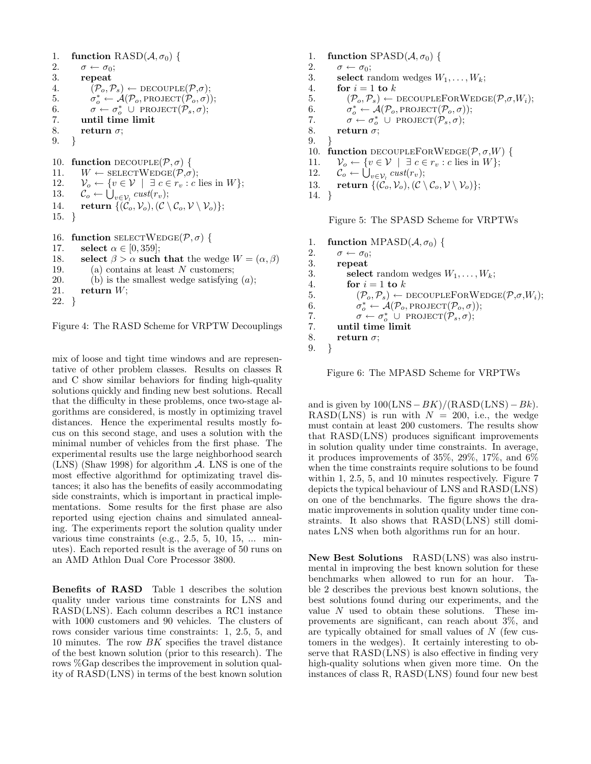```
1.  function RASD(A, σ0) {
2.     σ ← σ0;
3.     repeat
4.        (Po, Ps) ← DECOUPLE(P,σ);
5.        σo* ← A(Po, PROJECT(Po, σ));
6.        σ ← σo* ∪ PROJECT(Ps, σ);
7.     until time limit
8.     return σ;
9.  }

10. function DECOUPLE(P, σ) {
11.    W ← SELECTWEDGE(P,σ);
12.    Vo ← {v ∈ V | ∃ c ∈ rv : c lies in W};
13.    Co ← ⋃_{v∈Vo} cust(rv);
14.    return {(Co, Vo), (C \ Co, V \ Vo)};
15. }

16. function SELECTWEDGE(P, σ) {
17.    select α ∈ [0, 359];
18.    select β > α such that the wedge W = (α, β)
19.       (a) contains at least N customers;
20.       (b) is the smallest wedge satisfying (a);
21.    return W;
22. }
```

Figure 4: The RASD Scheme for VRPTW Decouplings

mix of loose and tight time windows and are representative of other problem classes. Results on classes R and C show similar behaviors for finding high-quality solutions quickly and finding new best solutions. Recall that the difficulty in these problems, once two-stage algorithms are considered, is mostly in optimizing travel distances. Hence the experimental results mostly focus on this second stage, and uses a solution with the minimal number of vehicles from the first phase. The experimental results use the large neighborhood search (LNS) (Shaw 1998) for algorithm $\mathcal{A}$. LNS is one of the most effective algorithmd for optimizating travel distances; it also has the benefits of easily accommodating side constraints, which is important in practical implementations. Some results for the first phase are also reported using ejection chains and simulated annealing. The experiments report the solution quality under various time constraints (e.g., 2.5, 5, 10, 15, ... minutes). Each reported result is the average of 50 runs on an AMD Athlon Dual Core Processor 3800.

**Benefits of RASD** Table 1 describes the solution quality under various time constraints for LNS and RASD(LNS). Each column describes a RC1 instance with 1000 customers and 90 vehicles. The clusters of rows consider various time constraints: 1, 2.5, 5, and 10 minutes. The row $BK$ specifies the travel distance of the best known solution (prior to this research). The rows %Gap describes the improvement in solution quality of RASD(LNS) in terms of the best known solution

```
1.  function SPASD(A, σ0) {
2.     σ ← σ0;
3.     select random wedges W1, ..., Wk;
4.     for i = 1 to k
5.        (Po, Ps) ← DECOUPLEFORWEDGE(P,σ,Wi);
6.        σo* ← A(Po, PROJECT(Po, σ));
7.        σ ← σo* ∪ PROJECT(Ps, σ);
8.     return σ;
9.  }
10. function DECOUPLEFORWEDGE(P, σ, W) {
11.    Vo ← {v ∈ V | ∃ c ∈ rv : c lies in W};
12.    Co ← ⋃_{v∈Vo} cust(rv);
13.    return {(Co, Vo), (C \ Co, V \ Vo)};
14. }
```

Figure 5: The SPASD Scheme for VRPTWs

```
1.  function MPASD(A, σ0) {
2.     σ ← σ0;
3.     repeat
3.        select random wedges W1, ..., Wk;
4.        for i = 1 to k
5.           (Po, Ps) ← DECOUPLEFORWEDGE(P,σ,Wi);
6.           σo* ← A(Po, PROJECT(Po, σ));
7.           σ ← σo* ∪ PROJECT(Ps, σ);
7.     until time limit
8.     return σ;
9.  }
```

Figure 6: The MPASD Scheme for VRPTWs

and is given by $100(\text{LNS} - BK)/(\text{RASD(LNS)} - Bk)$. RASD(LNS) is run with $N = 200$, i.e., the wedge must contain at least 200 customers. The results show that RASD(LNS) produces significant improvements in solution quality under time constraints. In average, it produces improvements of 35%, 29%, 17%, and 6% when the time constraints require solutions to be found within 1, 2.5, 5, and 10 minutes respectively. Figure 7 depicts the typical behaviour of LNS and RASD(LNS) on one of the benchmarks. The figure shows the dramatic improvements in solution quality under time constraints. It also shows that RASD(LNS) still dominates LNS when both algorithms run for an hour.

**New Best Solutions** RASD(LNS) was also instrumental in improving the best known solution for these benchmarks when allowed to run for an hour. Table 2 describes the previous best known solutions, the best solutions found during our experiments, and the value $N$ used to obtain these solutions. These improvements are significant, can reach about 3%, and are typically obtained for small values of $N$ (few customers in the wedges). It certainly interesting to observe that RASD(LNS) is also effective in finding very high-quality solutions when given more time. On the instances of class R, RASD(LNS) found four new best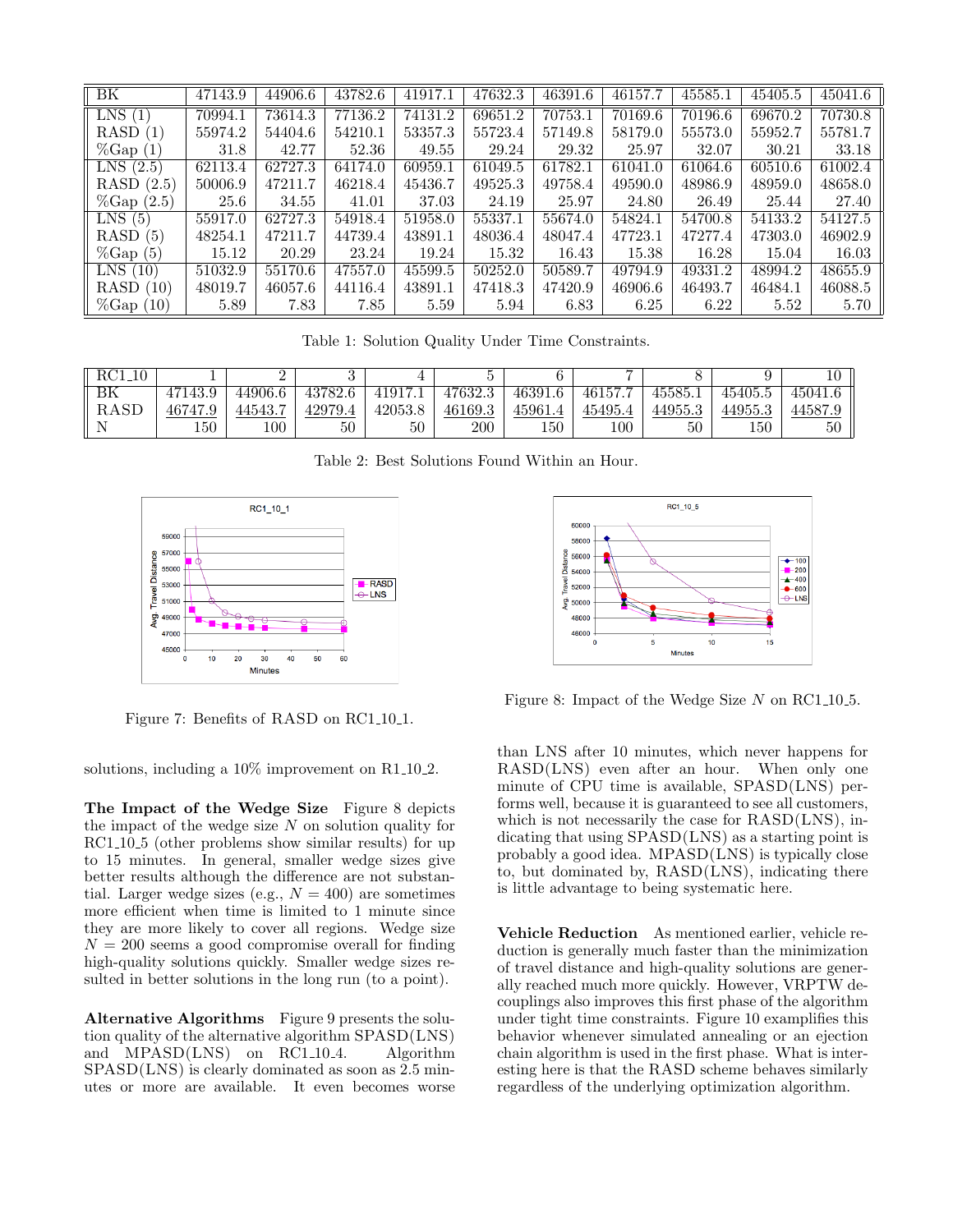| BK | 47143.9 | 44906.6 | 43782.6 | 41917.1 | 47632.3 | 46391.6 | 46157.7 | 45585.1 | 45405.5 | 45041.6 |
|---|---|---|---|---|---|---|---|---|---|---|
| LNS (1) | 70994.1 | 73614.3 | 77136.2 | 74131.2 | 69651.2 | 70753.1 | 70169.6 | 70196.6 | 69670.2 | 70730.8 |
| RASD (1) | 55974.2 | 54404.6 | 54210.1 | 53357.3 | 55723.4 | 57149.8 | 58179.0 | 55573.0 | 55952.7 | 55781.7 |
| %Gap (1) | 31.8 | 42.77 | 52.36 | 49.55 | 29.24 | 29.32 | 25.97 | 32.07 | 30.21 | 33.18 |
| LNS (2.5) | 62113.4 | 62727.3 | 64174.0 | 60959.1 | 61049.5 | 61782.1 | 61041.0 | 61064.6 | 60510.6 | 61002.4 |
| RASD (2.5) | 50006.9 | 47211.7 | 46218.4 | 45436.7 | 49525.3 | 49758.4 | 49590.0 | 48986.9 | 48959.0 | 48658.0 |
| %Gap (2.5) | 25.6 | 34.55 | 41.01 | 37.03 | 24.19 | 25.97 | 24.80 | 26.49 | 25.44 | 27.40 |
| LNS (5) | 55917.0 | 62727.3 | 54918.4 | 51958.0 | 55337.1 | 55674.0 | 54824.1 | 54700.8 | 54133.2 | 54127.5 |
| RASD (5) | 48254.1 | 47211.7 | 44739.4 | 43891.1 | 48036.4 | 48047.4 | 47723.1 | 47277.4 | 47303.0 | 46902.9 |
| %Gap (5) | 15.12 | 20.29 | 23.24 | 19.24 | 15.32 | 16.43 | 15.38 | 16.28 | 15.04 | 16.03 |
| LNS (10) | 51032.9 | 55170.6 | 47557.0 | 45599.5 | 50252.0 | 50589.7 | 49794.9 | 49331.2 | 48994.2 | 48655.9 |
| RASD (10) | 48019.7 | 46057.6 | 44116.4 | 43891.1 | 47418.3 | 47420.9 | 46906.6 | 46493.7 | 46484.1 | 46088.5 |
| %Gap (10) | 5.89 | 7.83 | 7.85 | 5.59 | 5.94 | 6.83 | 6.25 | 6.22 | 5.52 | 5.70 |

Table 1: Solution Quality Under Time Constraints.

| RC1_10 | 1 | 2 | 3 | 4 | 5 | 6 | 7 | 8 | 9 | 10 |
|---|---|---|---|---|---|---|---|---|---|---|
| BK | 47143.9 | 44906.6 | 43782.6 | 41917.1 | 47632.3 | 46391.6 | 46157.7 | 45585.1 | 45405.5 | 45041.6 |
| RASD | <u>46747.9</u> | <u>44543.7</u> | <u>42979.4</u> | 42053.8 | <u>46169.3</u> | <u>45961.4</u> | <u>45495.4</u> | <u>44955.3</u> | <u>44955.3</u> | <u>44587.9</u> |
| N | 150 | 100 | 50 | 50 | 200 | 150 | 100 | 50 | 150 | 50 |

Table 2: Best Solutions Found Within an Hour.

Figure 7: Benefits of RASD on RC1_10_1.

Figure 8: Impact of the Wedge Size $N$ on RC1_10_5.

solutions, including a 10% improvement on R1_10_2.

**The Impact of the Wedge Size** Figure 8 depicts the impact of the wedge size $N$ on solution quality for RC1_10_5 (other problems show similar results) for up to 15 minutes. In general, smaller wedge sizes give better results although the difference are not substantial. Larger wedge sizes (e.g., $N = 400$) are sometimes more efficient when time is limited to 1 minute since they are more likely to cover all regions. Wedge size $N = 200$ seems a good compromise overall for finding high-quality solutions quickly. Smaller wedge sizes resulted in better solutions in the long run (to a point).

**Alternative Algorithms** Figure 9 presents the solution quality of the alternative algorithm SPASD(LNS) and MPASD(LNS) on RC1_10_4. Algorithm SPASD(LNS) is clearly dominated as soon as 2.5 minutes or more are available. It even becomes worse than LNS after 10 minutes, which never happens for RASD(LNS) even after an hour. When only one minute of CPU time is available, SPASD(LNS) performs well, because it is guaranteed to see all customers, which is not necessarily the case for RASD(LNS), indicating that using SPASD(LNS) as a starting point is probably a good idea. MPASD(LNS) is typically close to, but dominated by, RASD(LNS), indicating there is little advantage to being systematic here.

**Vehicle Reduction** As mentioned earlier, vehicle reduction is generally much faster than the minimization of travel distance and high-quality solutions are generally reached much more quickly. However, VRPTW decouplings also improves this first phase of the algorithm under tight time constraints. Figure 10 examplifies this behavior whenever simulated annealing or an ejection chain algorithm is used in the first phase. What is interesting here is that the RASD scheme behaves similarly regardless of the underlying optimization algorithm.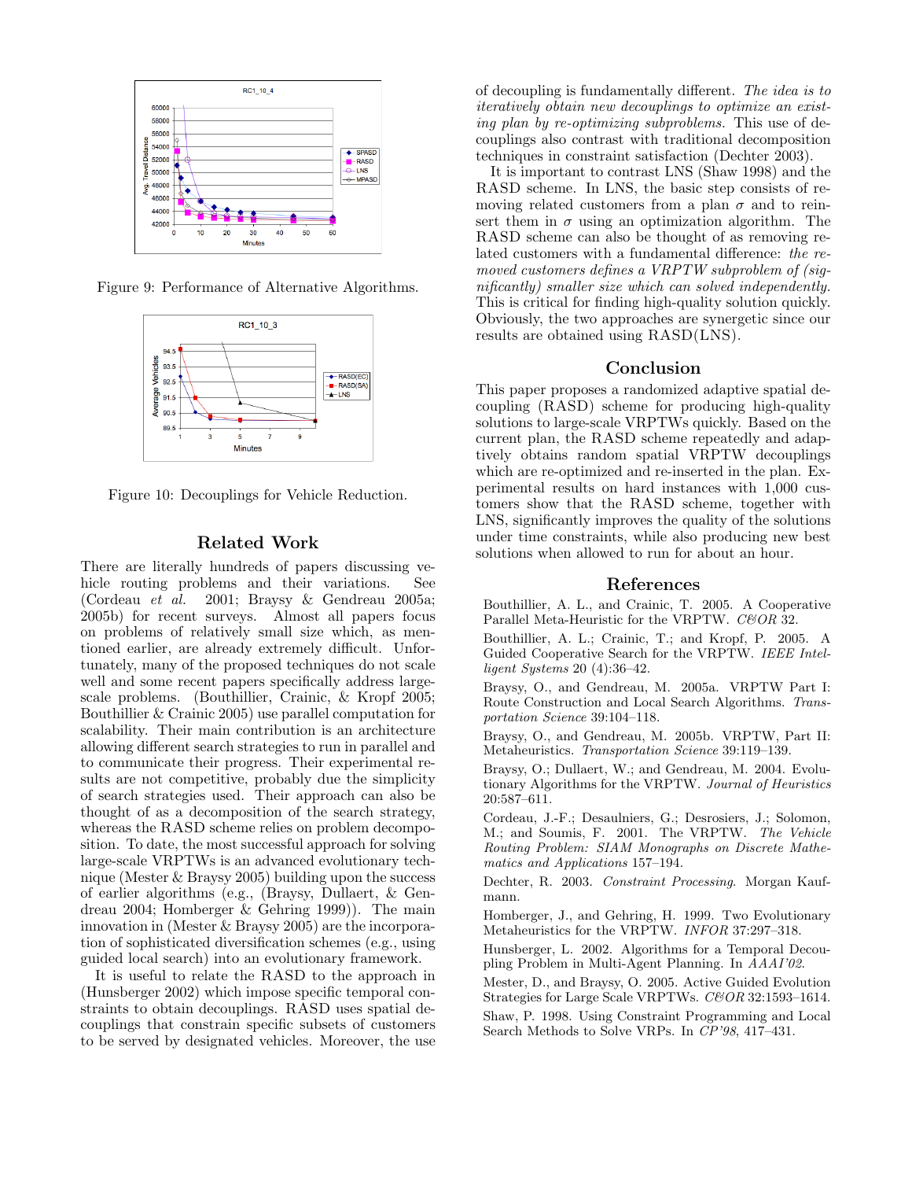RC1_10_4

60000
58000
56000
54000
52000
50000
48000
46000
44000
42000

Avg. Travel Distance

0 10 20 30 40 50 60

Minutes

SPASD
RASD
LNS
MPASD

Figure 9: Performance of Alternative Algorithms.

RC1_10_3

94.5
93.5
92.5
91.5
90.5
89.5

Average Vehicles

1 3 5 7 9

Minutes

RASD(EC)
RASD(SA)
LNS

Figure 10: Decouplings for Vehicle Reduction.

## Related Work

There are literally hundreds of papers discussing vehicle routing problems and their variations. See (Cordeau *et al.* 2001; Braysy & Gendreau 2005a; 2005b) for recent surveys. Almost all papers focus on problems of relatively small size which, as mentioned earlier, are already extremely difficult. Unfortunately, many of the proposed techniques do not scale well and some recent papers specifically address large-scale problems. (Bouthillier, Crainic, & Kropf 2005; Bouthillier & Crainic 2005) use parallel computation for scalability. Their main contribution is an architecture allowing different search strategies to run in parallel and to communicate their progress. Their experimental results are not competitive, probably due the simplicity of search strategies used. Their approach can also be thought of as a decomposition of the search strategy, whereas the RASD scheme relies on problem decomposition. To date, the most successful approach for solving large-scale VRPTWs is an advanced evolutionary technique (Mester & Braysy 2005) building upon the success of earlier algorithms (e.g., (Braysy, Dullaert, & Gendreau 2004; Homberger & Gehring 1999)). The main innovation in (Mester & Braysy 2005) are the incorporation of sophisticated diversification schemes (e.g., using guided local search) into an evolutionary framework.

It is useful to relate the RASD to the approach in (Hunsberger 2002) which impose specific temporal constraints to obtain decouplings. RASD uses spatial decouplings that constrain specific subsets of customers to be served by designated vehicles. Moreover, the use of decoupling is fundamentally different. *The idea is to iteratively obtain new decouplings to optimize an existing plan by re-optimizing subproblems.* This use of decouplings also contrast with traditional decomposition techniques in constraint satisfaction (Dechter 2003).

It is important to contrast LNS (Shaw 1998) and the RASD scheme. In LNS, the basic step consists of removing related customers from a plan $\sigma$ and to reinsert them in $\sigma$ using an optimization algorithm. The RASD scheme can also be thought of as removing related customers with a fundamental difference: *the removed customers defines a VRPTW subproblem of (significantly) smaller size which can solved independently.* This is critical for finding high-quality solution quickly. Obviously, the two approaches are synergetic since our results are obtained using RASD(LNS).

## Conclusion

This paper proposes a randomized adaptive spatial decoupling (RASD) scheme for producing high-quality solutions to large-scale VRPTWs quickly. Based on the current plan, the RASD scheme repeatedly and adaptively obtains random spatial VRPTW decouplings which are re-optimized and re-inserted in the plan. Experimental results on hard instances with 1,000 customers show that the RASD scheme, together with LNS, significantly improves the quality of the solutions under time constraints, while also producing new best solutions when allowed to run for about an hour.

## References

Bouthillier, A. L., and Crainic, T. 2005. A Cooperative Parallel Meta-Heuristic for the VRPTW. *C&OR* 32.

Bouthillier, A. L.; Crainic, T.; and Kropf, P. 2005. A Guided Cooperative Search for the VRPTW. *IEEE Intelligent Systems* 20 (4):36–42.

Braysy, O., and Gendreau, M. 2005a. VRPTW Part I: Route Construction and Local Search Algorithms. *Transportation Science* 39:104–118.

Braysy, O., and Gendreau, M. 2005b. VRPTW, Part II: Metaheuristics. *Transportation Science* 39:119–139.

Braysy, O.; Dullaert, W.; and Gendreau, M. 2004. Evolutionary Algorithms for the VRPTW. *Journal of Heuristics* 20:587–611.

Cordeau, J.-F.; Desaulniers, G.; Desrosiers, J.; Solomon, M.; and Soumis, F. 2001. The VRPTW. *The Vehicle Routing Problem: SIAM Monographs on Discrete Mathematics and Applications* 157–194.

Dechter, R. 2003. *Constraint Processing*. Morgan Kaufmann.

Homberger, J., and Gehring, H. 1999. Two Evolutionary Metaheuristics for the VRPTW. *INFOR* 37:297–318.

Hunsberger, L. 2002. Algorithms for a Temporal Decoupling Problem in Multi-Agent Planning. In *AAAI'02*.

Mester, D., and Braysy, O. 2005. Active Guided Evolution Strategies for Large Scale VRPTWs. *C&OR* 32:1593–1614.

Shaw, P. 1998. Using Constraint Programming and Local Search Methods to Solve VRPs. In *CP'98*, 417–431.